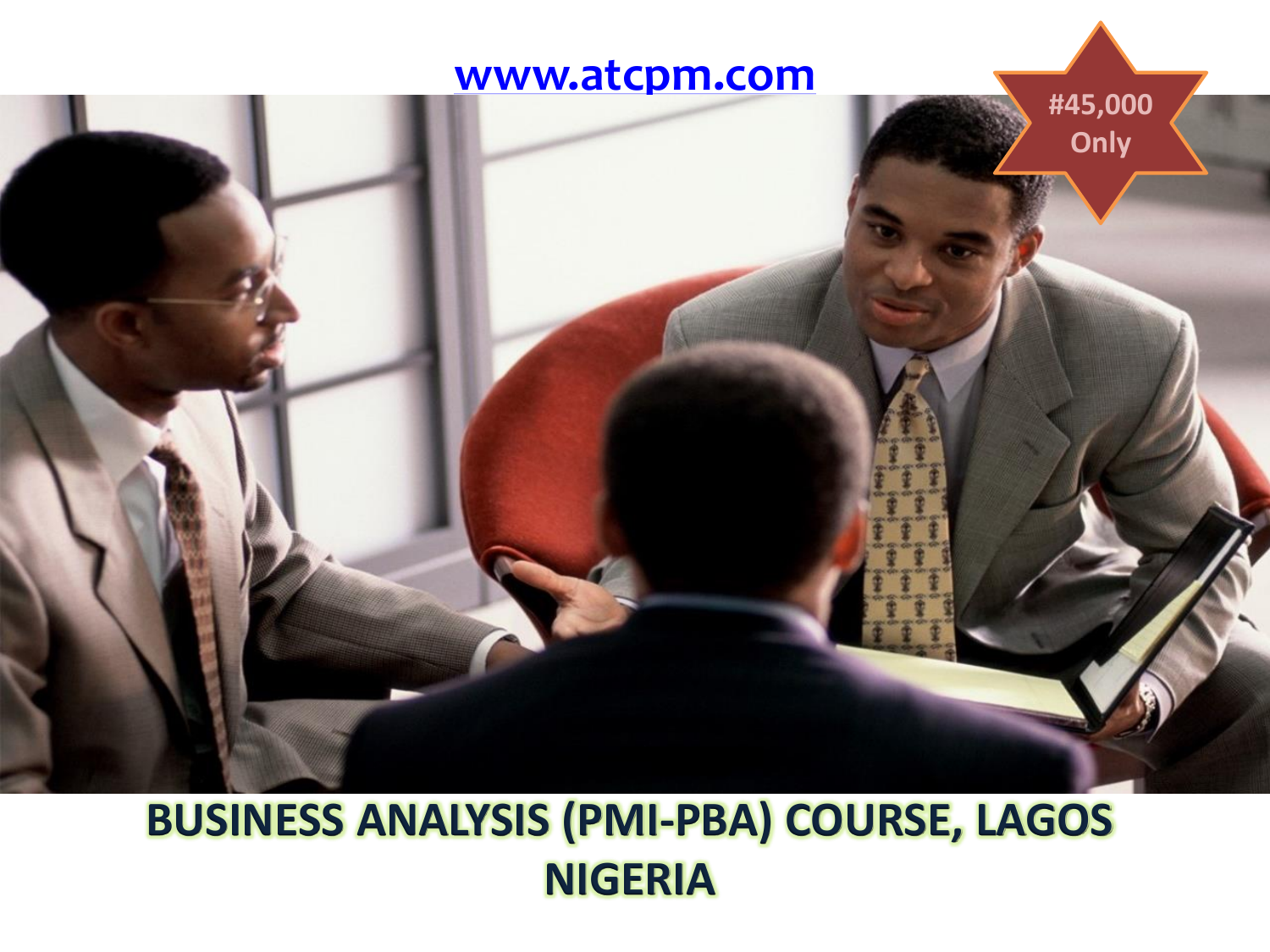www.atcpm.com

#45,000 Only

# BUSINESS ANALYSIS (PMI-PBA) COURSE, LAGOS NIGERIA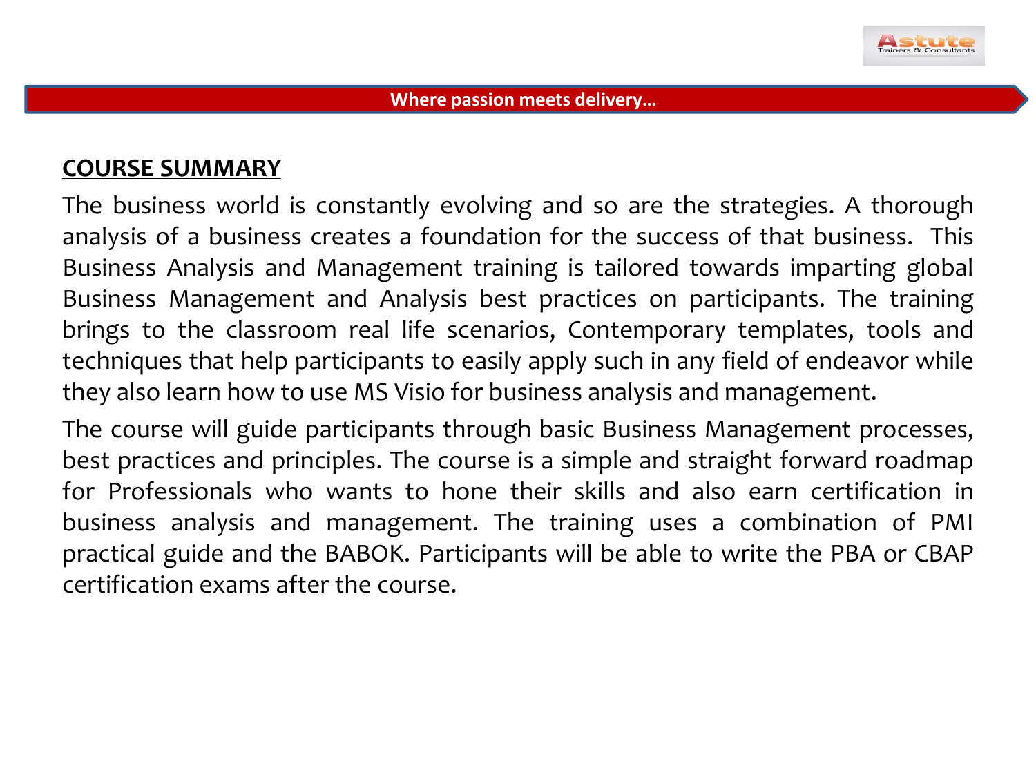## COURSE SUMMARY

The business world is constantly evolving and so are the strategies. A thorough analysis of a business creates a foundation for the success of that business. This Business Analysis and Management training is tailored towards imparting global Business Management and Analysis best practices on participants. The training brings to the classroom real life scenarios, Contemporary templates, tools and techniques that help participants to easily apply such in any field of endeavor while they also learn how to use MS Visio for business analysis and management.

The course will guide participants through basic Business Management processes, best practices and principles. The course is a simple and straight forward roadmap for Professionals who wants to hone their skills and also earn certification in business analysis and management. The training uses a combination of PMI practical guide and the BABOK. Participants will be able to write the PBA or CBAP certification exams after the course.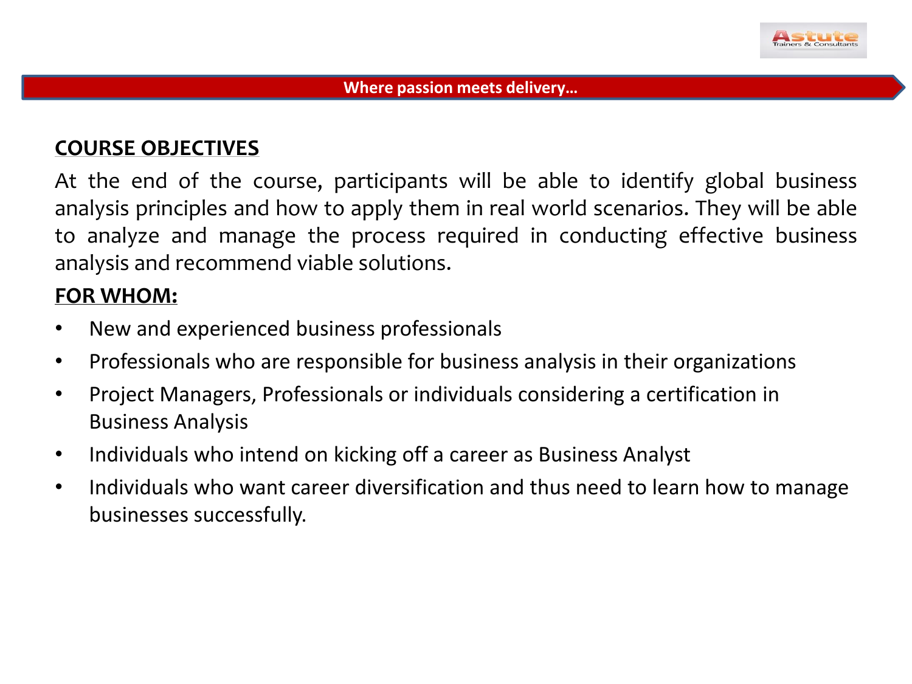## COURSE OBJECTIVES

At the end of the course, participants will be able to identify global business analysis principles and how to apply them in real world scenarios. They will be able to analyze and manage the process required in conducting effective business analysis and recommend viable solutions.

## FOR WHOM:

- New and experienced business professionals
- Professionals who are responsible for business analysis in their organizations
- Project Managers, Professionals or individuals considering a certification in Business Analysis
- Individuals who intend on kicking off a career as Business Analyst
- Individuals who want career diversification and thus need to learn how to manage businesses successfully.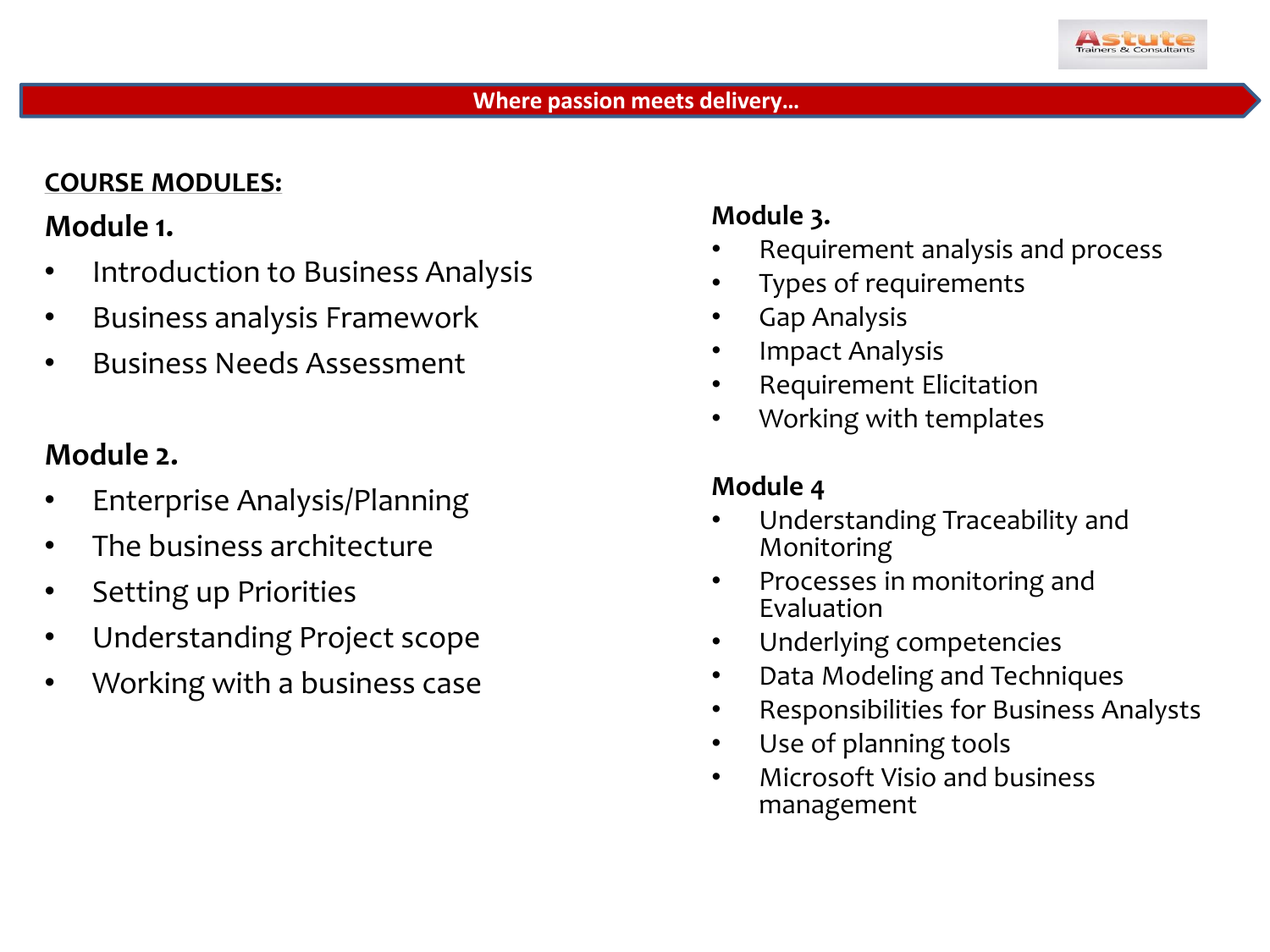**COURSE MODULES:**

### Module 1.

- Introduction to Business Analysis
- Business analysis Framework
- Business Needs Assessment

### Module 2.

- Enterprise Analysis/Planning
- The business architecture
- Setting up Priorities
- Understanding Project scope
- Working with a business case

### Module 3.

- Requirement analysis and process
- Types of requirements
- Gap Analysis
- Impact Analysis
- Requirement Elicitation
- Working with templates

### Module 4

- Understanding Traceability and Monitoring
- Processes in monitoring and Evaluation
- Underlying competencies
- Data Modeling and Techniques
- Responsibilities for Business Analysts
- Use of planning tools
- Microsoft Visio and business management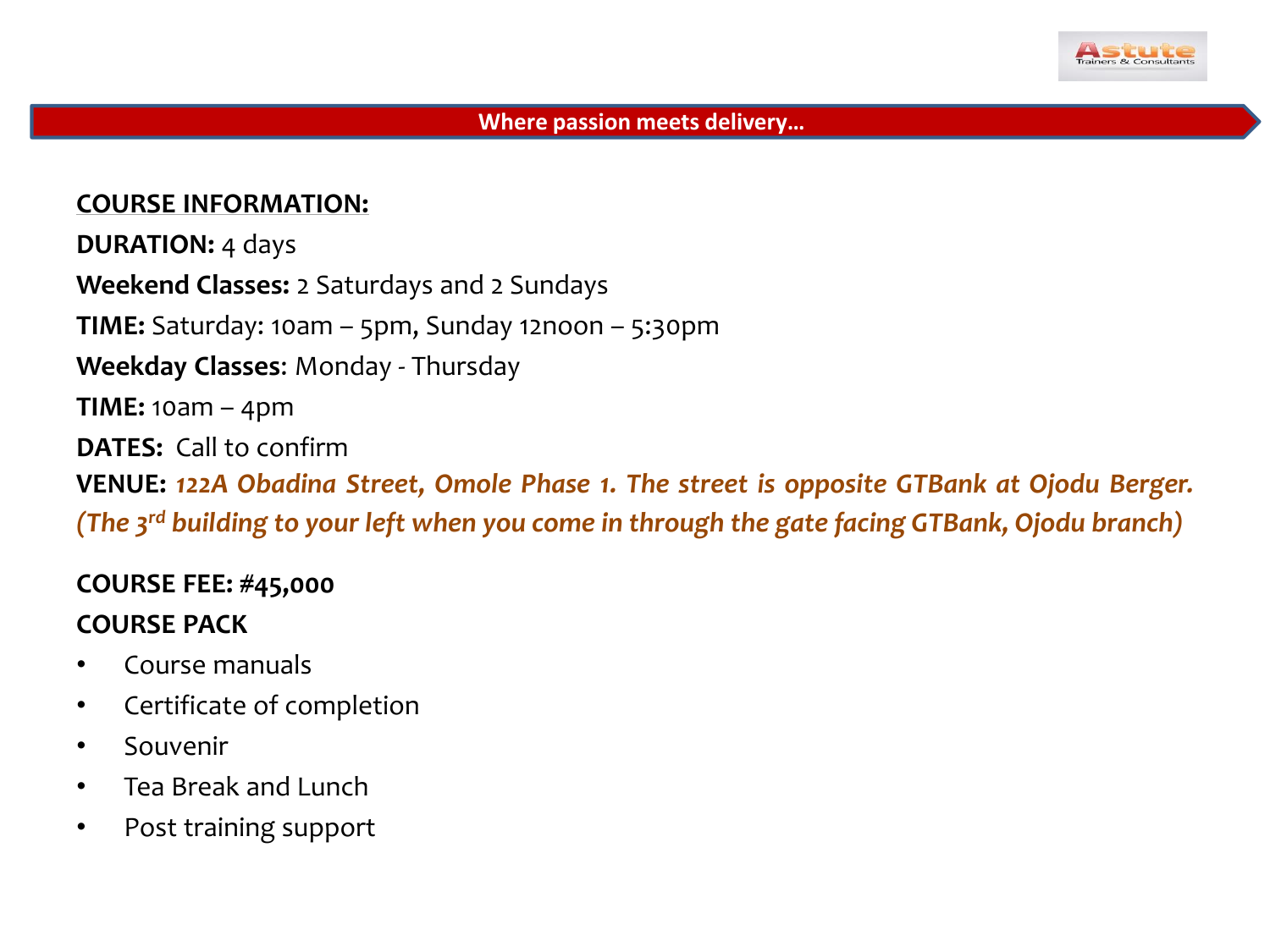Where passion meets delivery…

**COURSE INFORMATION:**

**DURATION:** 4 days

**Weekend Classes:** 2 Saturdays and 2 Sundays

**TIME:** Saturday: 10am – 5pm, Sunday 12noon – 5:30pm

**Weekday Classes**: Monday - Thursday

**TIME:** 10am – 4pm

**DATES:** Call to confirm

**VENUE:** ***122A Obadina Street, Omole Phase 1. The street is opposite GTBank at Ojodu Berger. (The 3rd building to your left when you come in through the gate facing GTBank, Ojodu branch)***

**COURSE FEE: #45,000**

**COURSE PACK**

- Course manuals
- Certificate of completion
- Souvenir
- Tea Break and Lunch
- Post training support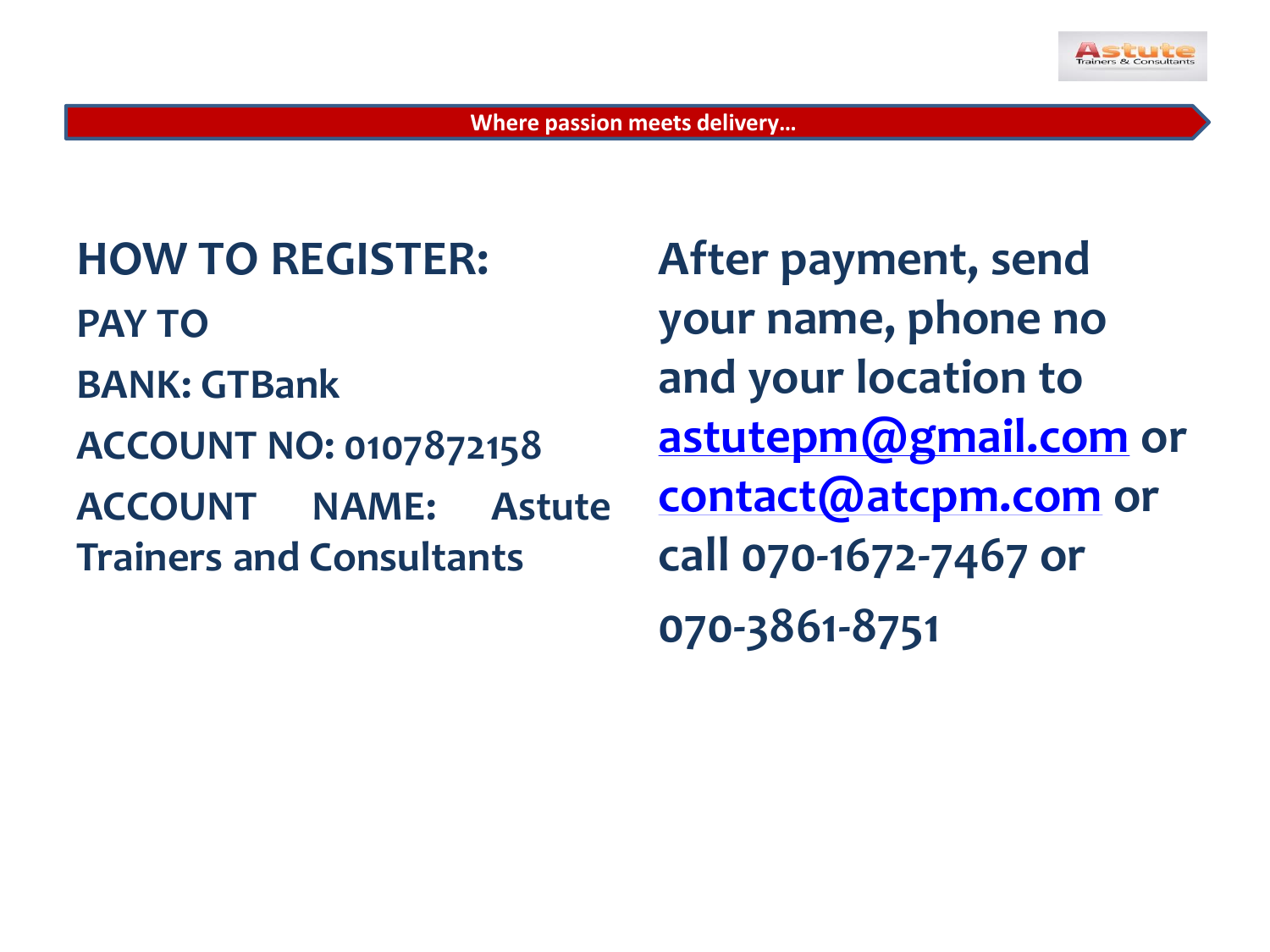Where passion meets delivery…

## HOW TO REGISTER:

**PAY TO**

**BANK: GTBank**

**ACCOUNT NO: 0107872158**

**ACCOUNT NAME: Astute Trainers and Consultants**

**After payment, send your name, phone no and your location to astutepm@gmail.com or contact@atcpm.com or call 070-1672-7467 or 070-3861-8751**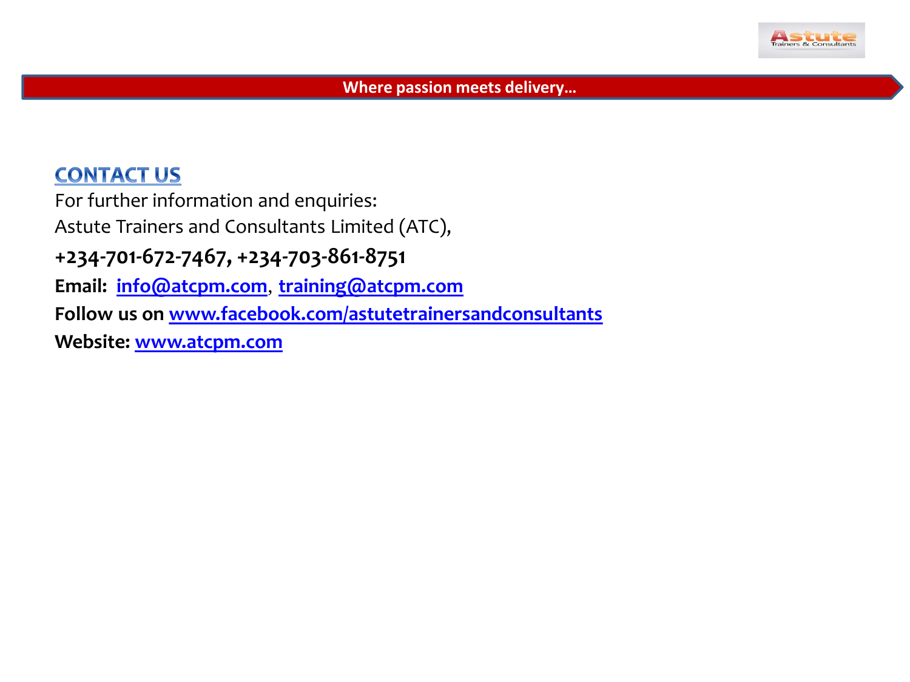Where passion meets delivery…

## CONTACT US

For further information and enquiries:

Astute Trainers and Consultants Limited (ATC),

**+234-701-672-7467, +234-703-861-8751**

**Email: info@atcpm.com, training@atcpm.com**

**Follow us on www.facebook.com/astutetrainersandconsultants**

**Website: www.atcpm.com**